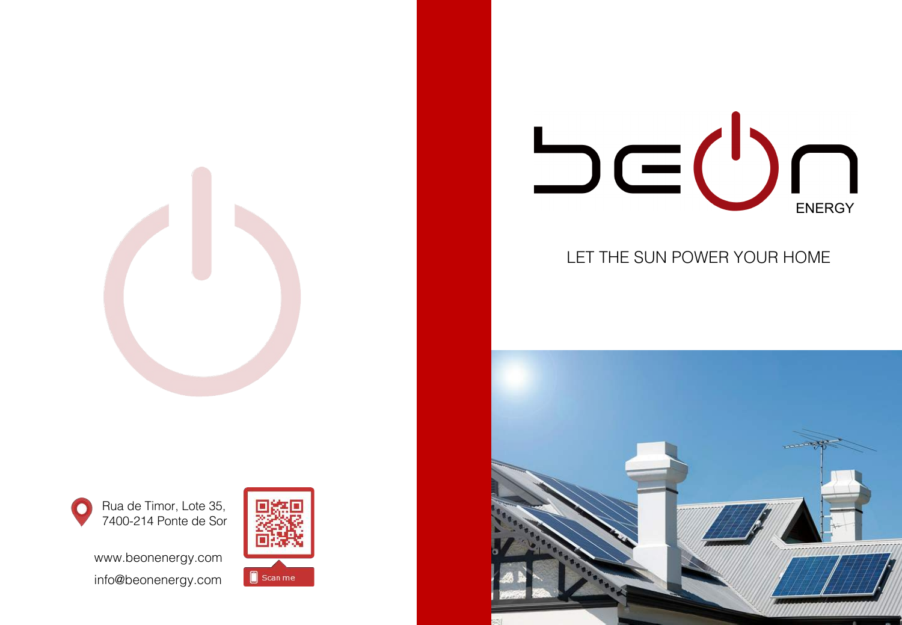Rua de Timor, Lote 35,
7400-214 Ponte de Sor

www.beonenergy.com

info@beonenergy.com

Scan me

# beon ENERGY

LET THE SUN POWER YOUR HOME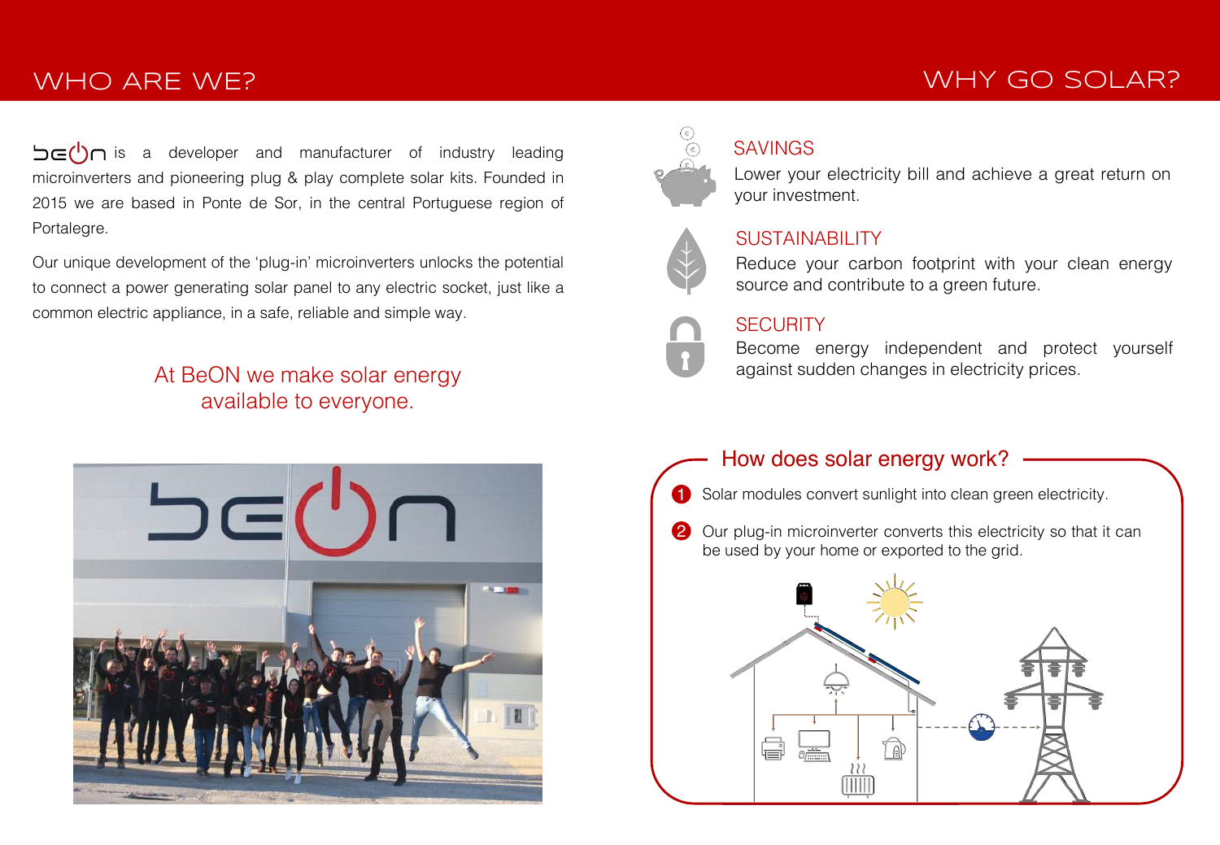## WHO ARE WE?

beOn is a developer and manufacturer of industry leading microinverters and pioneering plug & play complete solar kits. Founded in 2015 we are based in Ponte de Sor, in the central Portuguese region of Portalegre.

Our unique development of the 'plug-in' microinverters unlocks the potential to connect a power generating solar panel to any electric socket, just like a common electric appliance, in a safe, reliable and simple way.

At BeON we make solar energy available to everyone.

## WHY GO SOLAR?

### SAVINGS

Lower your electricity bill and achieve a great return on your investment.

### SUSTAINABILITY

Reduce your carbon footprint with your clean energy source and contribute to a green future.

### SECURITY

Become energy independent and protect yourself against sudden changes in electricity prices.

### How does solar energy work?

1. Solar modules convert sunlight into clean green electricity.
2. Our plug-in microinverter converts this electricity so that it can be used by your home or exported to the grid.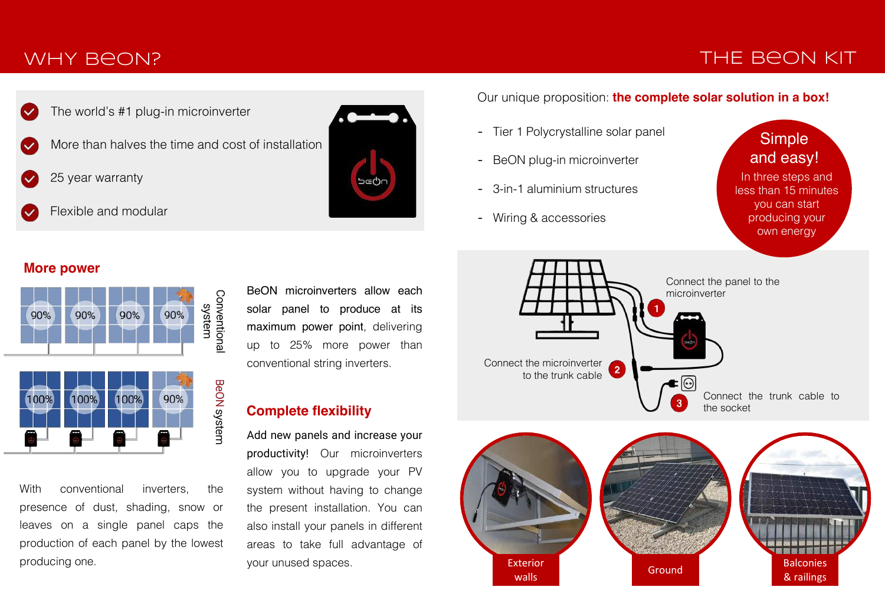## WHY BEON?

- The world's #1 plug-in microinverter
- More than halves the time and cost of installation
- 25 year warranty
- Flexible and modular

### More power

Conventional system: 90% | 90% | 90% | 90%

BeON system: 100% | 100% | 100% | 90%

With conventional inverters, the presence of dust, shading, snow or leaves on a single panel caps the production of each panel by the lowest producing one.

BeON microinverters allow each solar panel to produce at its **maximum power point**, delivering up to 25% more power than conventional string inverters.

### Complete flexibility

**Add new panels and increase your productivity!** Our microinverters allow you to upgrade your PV system without having to change the present installation. You can also install your panels in different areas to take full advantage of your unused spaces.

## THE BEON KIT

Our unique proposition: **the complete solar solution in a box!**

- Tier 1 Polycrystalline solar panel
- BeON plug-in microinverter
- 3-in-1 aluminium structures
- Wiring & accessories

**Simple and easy!**
In three steps and less than 15 minutes you can start producing your own energy

1. Connect the panel to the microinverter
2. Connect the microinverter to the trunk cable
3. Connect the trunk cable to the socket

Exterior walls | Ground | Balconies & railings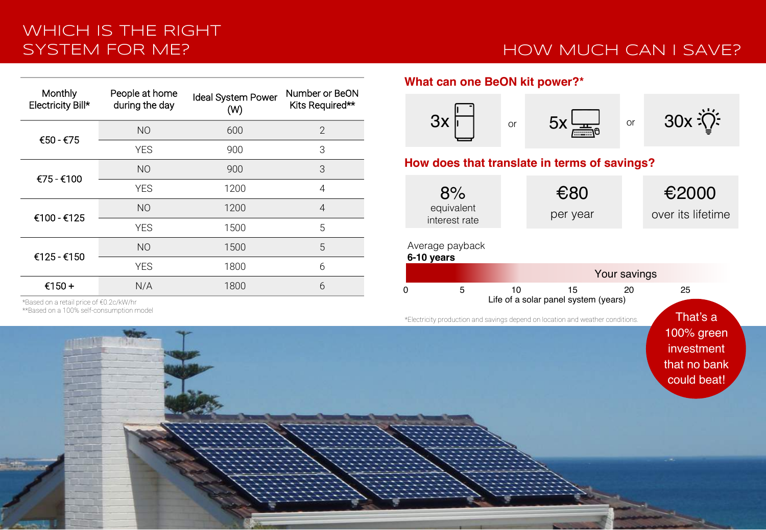# WHICH IS THE RIGHT SYSTEM FOR ME?

| Monthly Electricity Bill* | People at home during the day | Ideal System Power (W) | Number or BeON Kits Required** |
|---|---|---|---|
| €50 - €75 | NO | 600 | 2 |
| | YES | 900 | 3 |
| €75 - €100 | NO | 900 | 3 |
| | YES | 1200 | 4 |
| €100 - €125 | NO | 1200 | 4 |
| | YES | 1500 | 5 |
| €125 - €150 | NO | 1500 | 5 |
| | YES | 1800 | 6 |
| €150 + | N/A | 1800 | 6 |

*Based on a retail price of €0.2c/kW/hr
**Based on a 100% self-consumption model

# HOW MUCH CAN I SAVE?

## What can one BeON kit power?*

3x or 5x or 30x

## How does that translate in terms of savings?

**8%** equivalent interest rate

**€80** per year

**€2000** over its lifetime

Average payback
**6-10 years**

Your savings

0
5
10
15
20
25
Life of a solar panel system (years)

*Electricity production and savings depend on location and weather conditions.

That's a 100% green investment that no bank could beat!